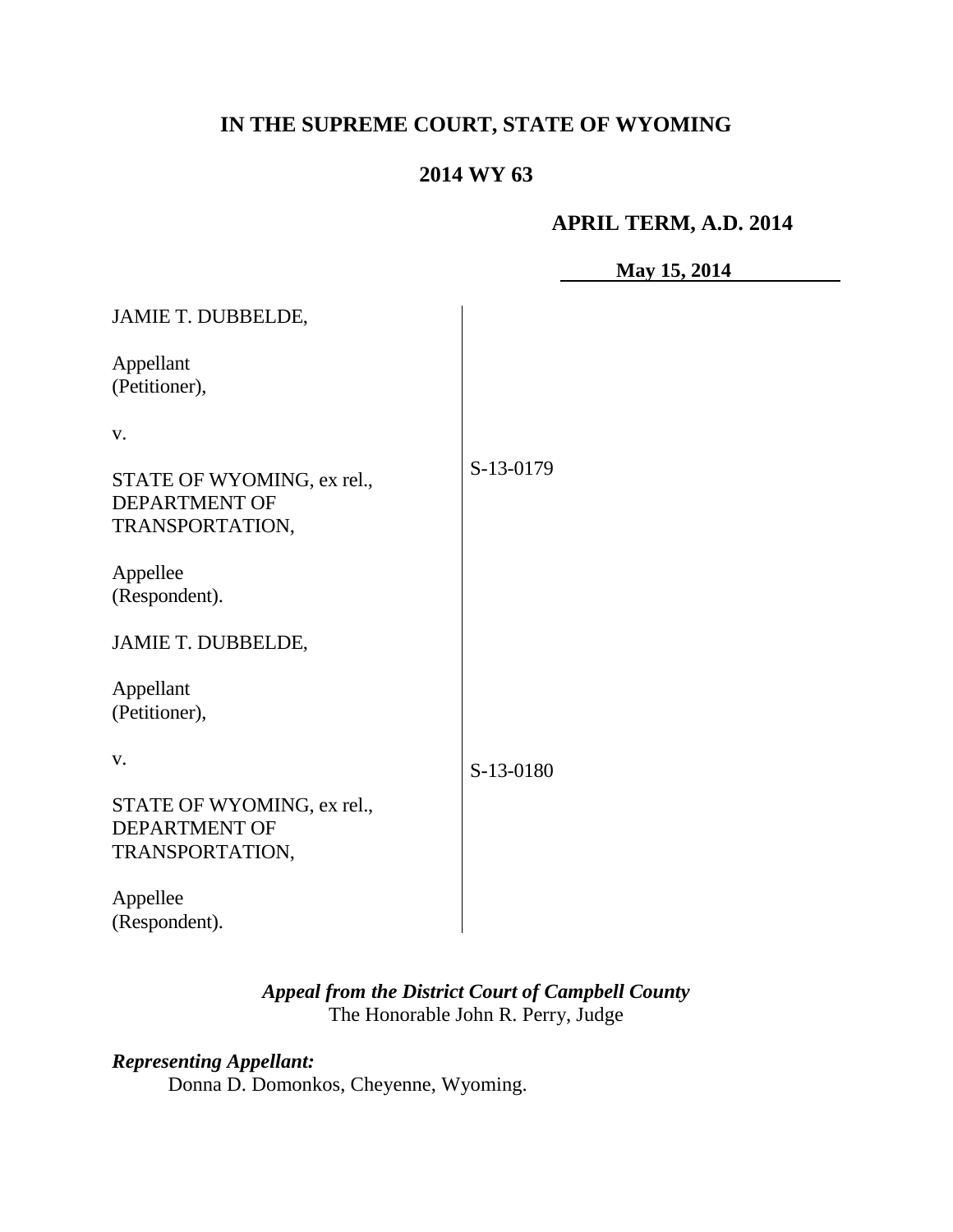**IN THE SUPREME COURT, STATE OF WYOMING**

**2014 WY 63**

**APRIL TERM, A.D. 2014**

**May 15, 2014**

| | |
|---|---|
| JAMIE T. DUBBELDE,<br><br>Appellant<br>(Petitioner),<br><br>v.<br><br>STATE OF WYOMING, ex rel., DEPARTMENT OF TRANSPORTATION,<br><br>Appellee<br>(Respondent). | S-13-0179 |
| JAMIE T. DUBBELDE,<br><br>Appellant<br>(Petitioner),<br><br>v.<br><br>STATE OF WYOMING, ex rel., DEPARTMENT OF TRANSPORTATION,<br><br>Appellee<br>(Respondent). | S-13-0180 |

***Appeal from the District Court of Campbell County***
The Honorable John R. Perry, Judge

***Representing Appellant:***
Donna D. Domonkos, Cheyenne, Wyoming.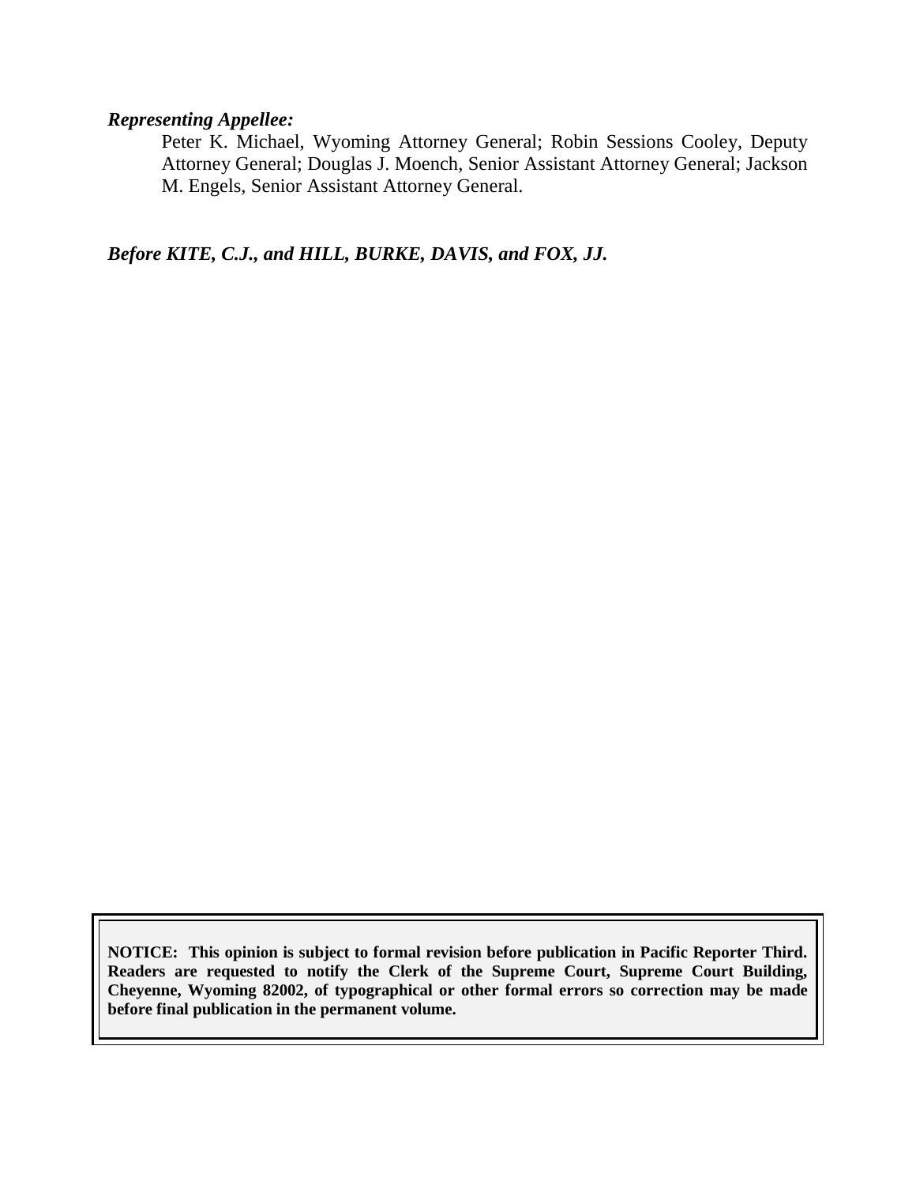***Representing Appellee:***

Peter K. Michael, Wyoming Attorney General; Robin Sessions Cooley, Deputy Attorney General; Douglas J. Moench, Senior Assistant Attorney General; Jackson M. Engels, Senior Assistant Attorney General.

***Before KITE, C.J., and HILL, BURKE, DAVIS, and FOX, JJ.***

**NOTICE: This opinion is subject to formal revision before publication in Pacific Reporter Third. Readers are requested to notify the Clerk of the Supreme Court, Supreme Court Building, Cheyenne, Wyoming 82002, of typographical or other formal errors so correction may be made before final publication in the permanent volume.**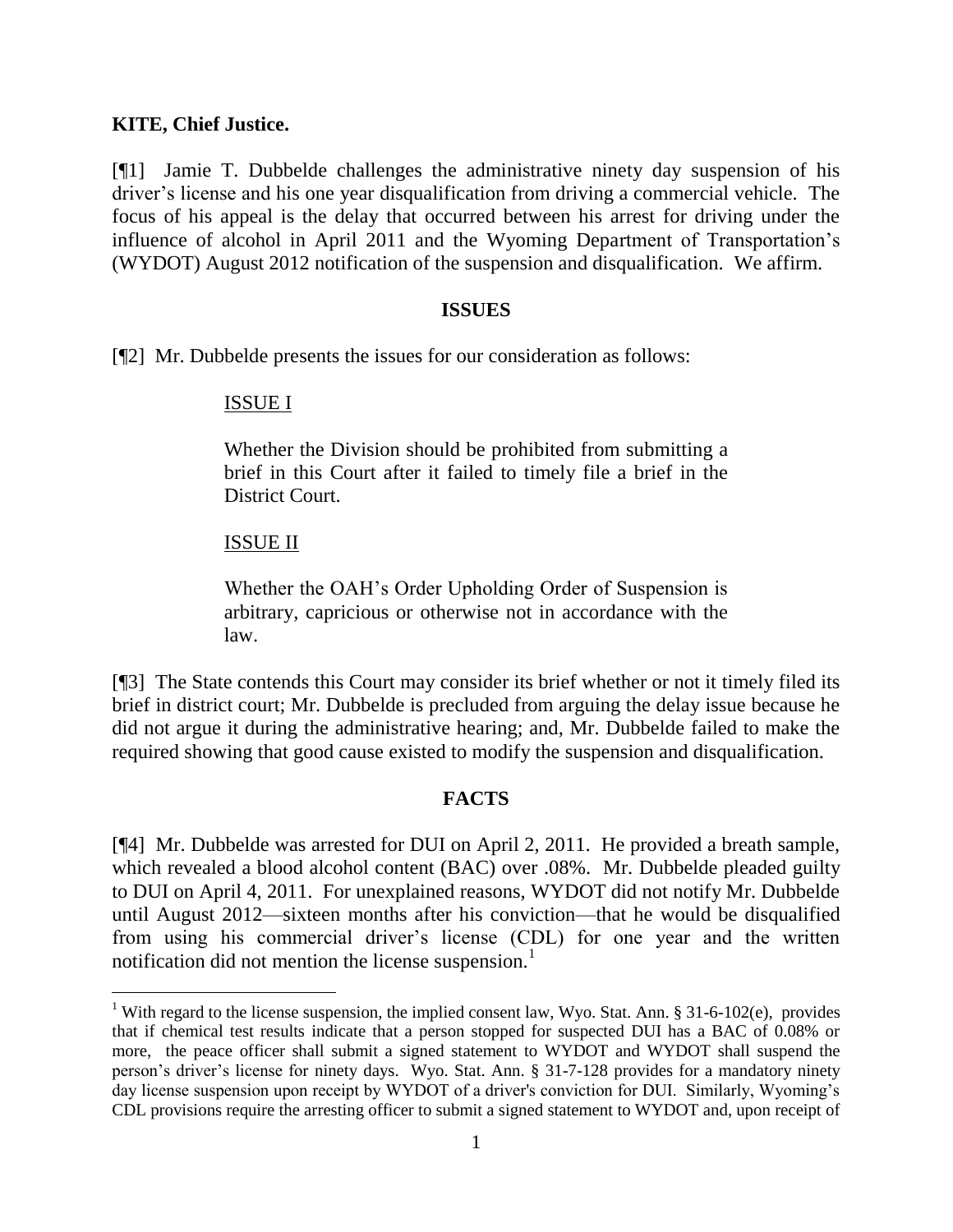**KITE, Chief Justice.**

[¶1] Jamie T. Dubbelde challenges the administrative ninety day suspension of his driver's license and his one year disqualification from driving a commercial vehicle. The focus of his appeal is the delay that occurred between his arrest for driving under the influence of alcohol in April 2011 and the Wyoming Department of Transportation's (WYDOT) August 2012 notification of the suspension and disqualification. We affirm.

## ISSUES

[¶2] Mr. Dubbelde presents the issues for our consideration as follows:

> ISSUE I
>
> Whether the Division should be prohibited from submitting a brief in this Court after it failed to timely file a brief in the District Court.
>
> ISSUE II
>
> Whether the OAH's Order Upholding Order of Suspension is arbitrary, capricious or otherwise not in accordance with the law.

[¶3] The State contends this Court may consider its brief whether or not it timely filed its brief in district court; Mr. Dubbelde is precluded from arguing the delay issue because he did not argue it during the administrative hearing; and, Mr. Dubbelde failed to make the required showing that good cause existed to modify the suspension and disqualification.

## FACTS

[¶4] Mr. Dubbelde was arrested for DUI on April 2, 2011. He provided a breath sample, which revealed a blood alcohol content (BAC) over .08%. Mr. Dubbelde pleaded guilty to DUI on April 4, 2011. For unexplained reasons, WYDOT did not notify Mr. Dubbelde until August 2012—sixteen months after his conviction—that he would be disqualified from using his commercial driver's license (CDL) for one year and the written notification did not mention the license suspension.[1]

[1] With regard to the license suspension, the implied consent law, Wyo. Stat. Ann. § 31-6-102(e), provides that if chemical test results indicate that a person stopped for suspected DUI has a BAC of 0.08% or more, the peace officer shall submit a signed statement to WYDOT and WYDOT shall suspend the person's driver's license for ninety days. Wyo. Stat. Ann. § 31-7-128 provides for a mandatory ninety day license suspension upon receipt by WYDOT of a driver's conviction for DUI. Similarly, Wyoming's CDL provisions require the arresting officer to submit a signed statement to WYDOT and, upon receipt of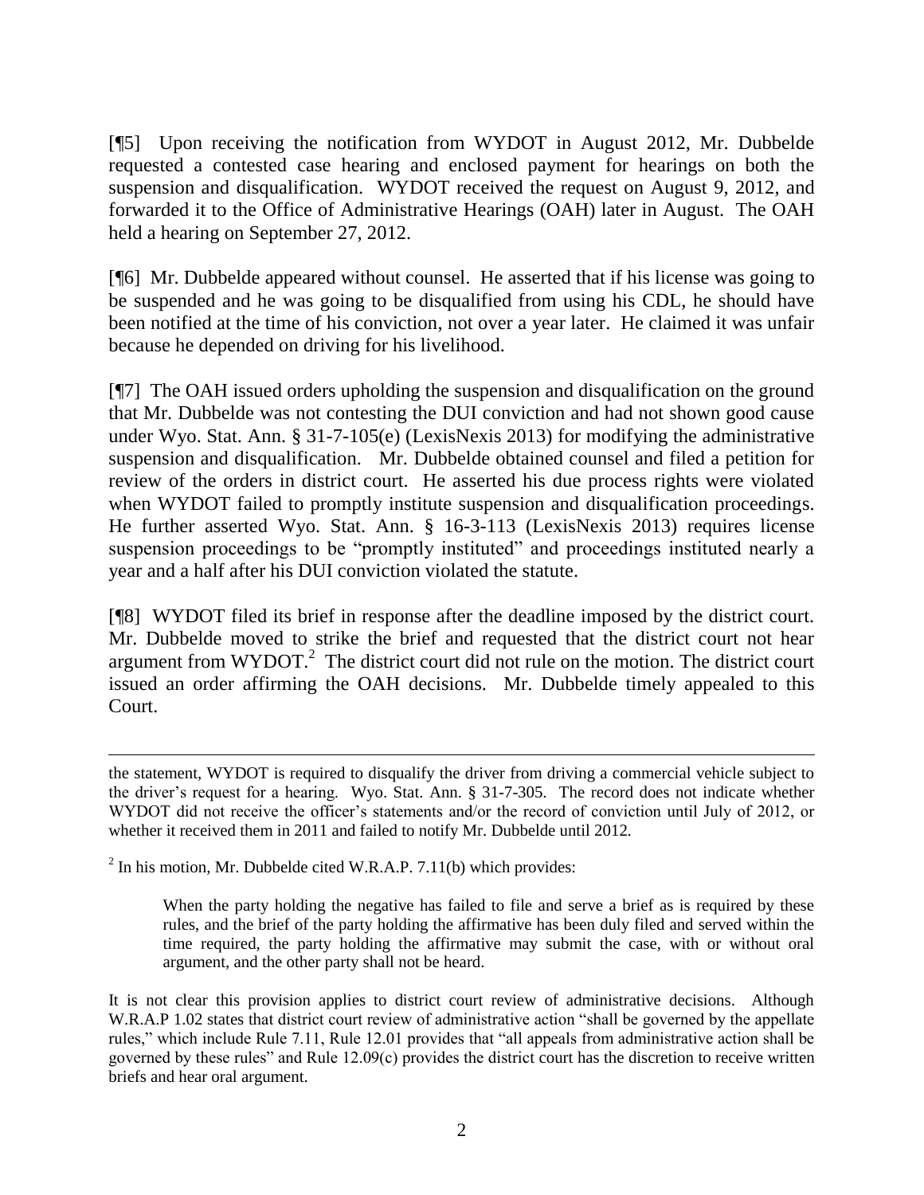[¶5] Upon receiving the notification from WYDOT in August 2012, Mr. Dubbelde requested a contested case hearing and enclosed payment for hearings on both the suspension and disqualification. WYDOT received the request on August 9, 2012, and forwarded it to the Office of Administrative Hearings (OAH) later in August. The OAH held a hearing on September 27, 2012.

[¶6] Mr. Dubbelde appeared without counsel. He asserted that if his license was going to be suspended and he was going to be disqualified from using his CDL, he should have been notified at the time of his conviction, not over a year later. He claimed it was unfair because he depended on driving for his livelihood.

[¶7] The OAH issued orders upholding the suspension and disqualification on the ground that Mr. Dubbelde was not contesting the DUI conviction and had not shown good cause under Wyo. Stat. Ann. § 31-7-105(e) (LexisNexis 2013) for modifying the administrative suspension and disqualification. Mr. Dubbelde obtained counsel and filed a petition for review of the orders in district court. He asserted his due process rights were violated when WYDOT failed to promptly institute suspension and disqualification proceedings. He further asserted Wyo. Stat. Ann. § 16-3-113 (LexisNexis 2013) requires license suspension proceedings to be "promptly instituted" and proceedings instituted nearly a year and a half after his DUI conviction violated the statute.

[¶8] WYDOT filed its brief in response after the deadline imposed by the district court. Mr. Dubbelde moved to strike the brief and requested that the district court not hear argument from WYDOT.[2] The district court did not rule on the motion. The district court issued an order affirming the OAH decisions. Mr. Dubbelde timely appealed to this Court.

---

the statement, WYDOT is required to disqualify the driver from driving a commercial vehicle subject to the driver's request for a hearing. Wyo. Stat. Ann. § 31-7-305. The record does not indicate whether WYDOT did not receive the officer's statements and/or the record of conviction until July of 2012, or whether it received them in 2011 and failed to notify Mr. Dubbelde until 2012.

[2] In his motion, Mr. Dubbelde cited W.R.A.P. 7.11(b) which provides:

> When the party holding the negative has failed to file and serve a brief as is required by these rules, and the brief of the party holding the affirmative has been duly filed and served within the time required, the party holding the affirmative may submit the case, with or without oral argument, and the other party shall not be heard.

It is not clear this provision applies to district court review of administrative decisions. Although W.R.A.P 1.02 states that district court review of administrative action "shall be governed by the appellate rules," which include Rule 7.11, Rule 12.01 provides that "all appeals from administrative action shall be governed by these rules" and Rule 12.09(c) provides the district court has the discretion to receive written briefs and hear oral argument.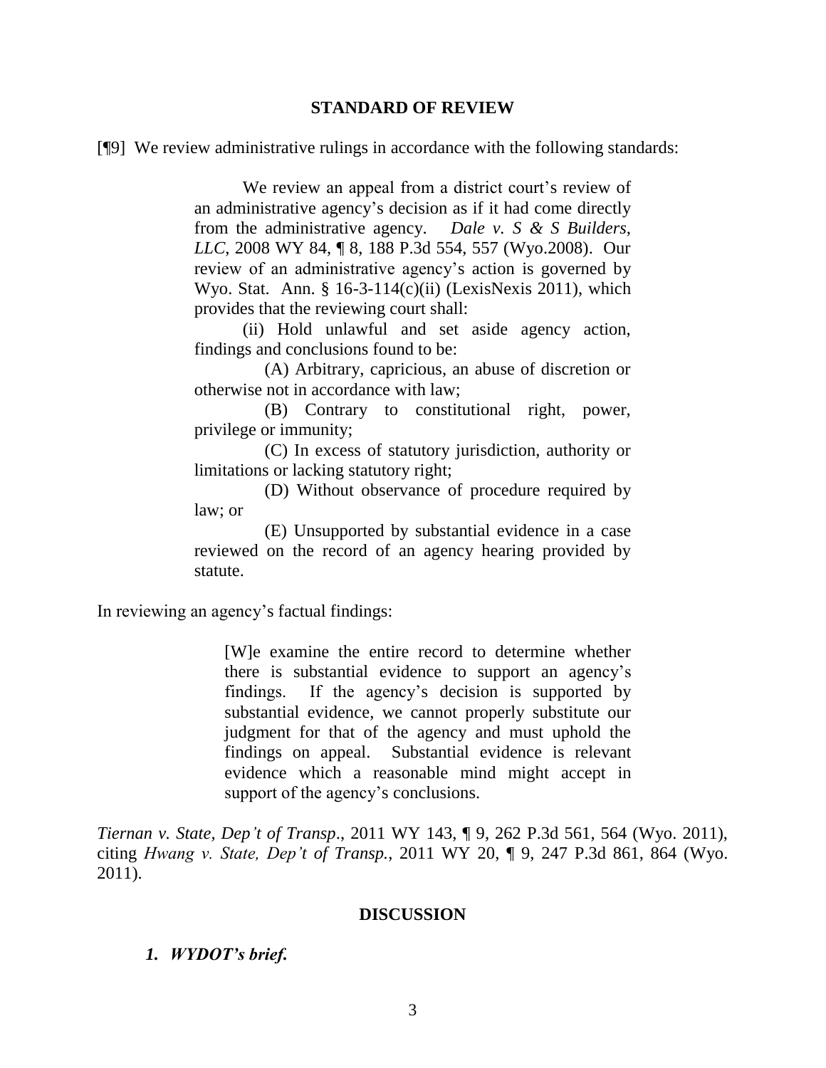## STANDARD OF REVIEW

[¶9] We review administrative rulings in accordance with the following standards:

> We review an appeal from a district court's review of an administrative agency's decision as if it had come directly from the administrative agency. *Dale v. S & S Builders, LLC*, 2008 WY 84, ¶ 8, 188 P.3d 554, 557 (Wyo.2008). Our review of an administrative agency's action is governed by Wyo. Stat. Ann. § 16-3-114(c)(ii) (LexisNexis 2011), which provides that the reviewing court shall:
>
> (ii) Hold unlawful and set aside agency action, findings and conclusions found to be:
>
> (A) Arbitrary, capricious, an abuse of discretion or otherwise not in accordance with law;
>
> (B) Contrary to constitutional right, power, privilege or immunity;
>
> (C) In excess of statutory jurisdiction, authority or limitations or lacking statutory right;
>
> (D) Without observance of procedure required by law; or
>
> (E) Unsupported by substantial evidence in a case reviewed on the record of an agency hearing provided by statute.

In reviewing an agency's factual findings:

> [W]e examine the entire record to determine whether there is substantial evidence to support an agency's findings. If the agency's decision is supported by substantial evidence, we cannot properly substitute our judgment for that of the agency and must uphold the findings on appeal. Substantial evidence is relevant evidence which a reasonable mind might accept in support of the agency's conclusions.

*Tiernan v. State, Dep't of Transp*., 2011 WY 143, ¶ 9, 262 P.3d 561, 564 (Wyo. 2011), citing *Hwang v. State, Dep't of Transp.*, 2011 WY 20, ¶ 9, 247 P.3d 861, 864 (Wyo. 2011).

## DISCUSSION

### *1. WYDOT's brief.*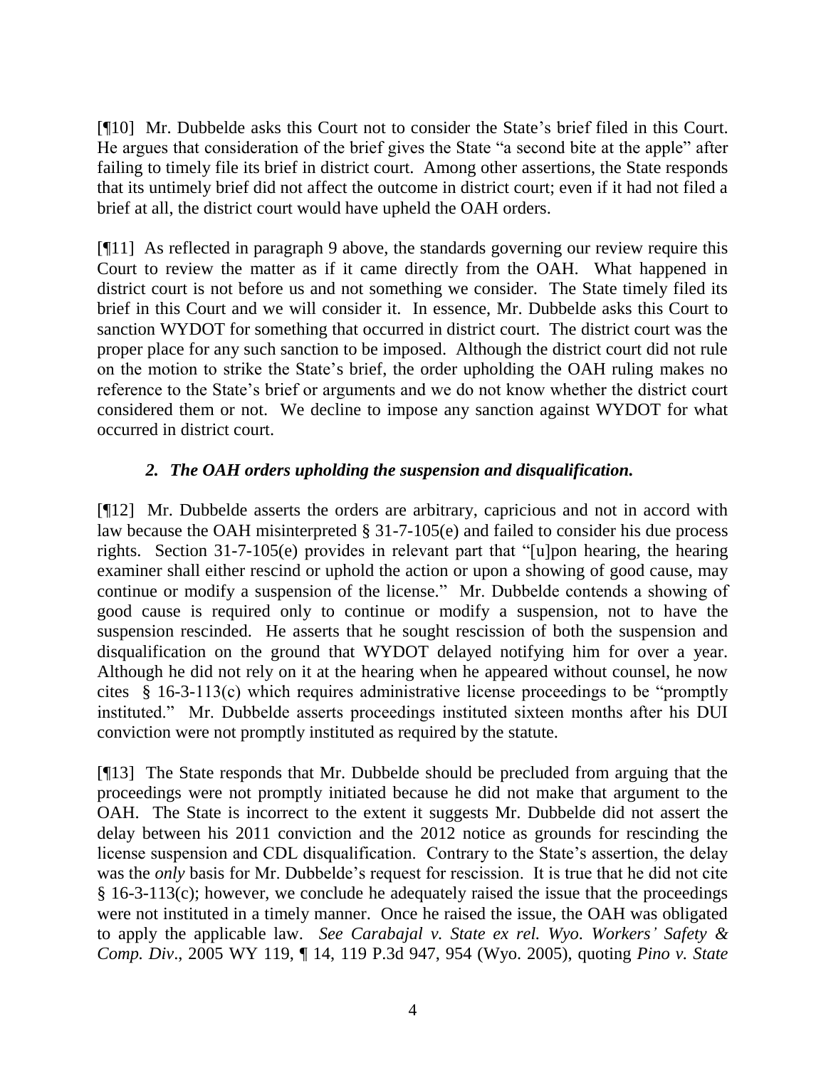[¶10] Mr. Dubbelde asks this Court not to consider the State's brief filed in this Court. He argues that consideration of the brief gives the State "a second bite at the apple" after failing to timely file its brief in district court. Among other assertions, the State responds that its untimely brief did not affect the outcome in district court; even if it had not filed a brief at all, the district court would have upheld the OAH orders.

[¶11] As reflected in paragraph 9 above, the standards governing our review require this Court to review the matter as if it came directly from the OAH. What happened in district court is not before us and not something we consider. The State timely filed its brief in this Court and we will consider it. In essence, Mr. Dubbelde asks this Court to sanction WYDOT for something that occurred in district court. The district court was the proper place for any such sanction to be imposed. Although the district court did not rule on the motion to strike the State's brief, the order upholding the OAH ruling makes no reference to the State's brief or arguments and we do not know whether the district court considered them or not. We decline to impose any sanction against WYDOT for what occurred in district court.

### *2. The OAH orders upholding the suspension and disqualification.*

[¶12] Mr. Dubbelde asserts the orders are arbitrary, capricious and not in accord with law because the OAH misinterpreted § 31-7-105(e) and failed to consider his due process rights. Section 31-7-105(e) provides in relevant part that "[u]pon hearing, the hearing examiner shall either rescind or uphold the action or upon a showing of good cause, may continue or modify a suspension of the license." Mr. Dubbelde contends a showing of good cause is required only to continue or modify a suspension, not to have the suspension rescinded. He asserts that he sought rescission of both the suspension and disqualification on the ground that WYDOT delayed notifying him for over a year. Although he did not rely on it at the hearing when he appeared without counsel, he now cites § 16-3-113(c) which requires administrative license proceedings to be "promptly instituted." Mr. Dubbelde asserts proceedings instituted sixteen months after his DUI conviction were not promptly instituted as required by the statute.

[¶13] The State responds that Mr. Dubbelde should be precluded from arguing that the proceedings were not promptly initiated because he did not make that argument to the OAH. The State is incorrect to the extent it suggests Mr. Dubbelde did not assert the delay between his 2011 conviction and the 2012 notice as grounds for rescinding the license suspension and CDL disqualification. Contrary to the State's assertion, the delay was the *only* basis for Mr. Dubbelde's request for rescission. It is true that he did not cite § 16-3-113(c); however, we conclude he adequately raised the issue that the proceedings were not instituted in a timely manner. Once he raised the issue, the OAH was obligated to apply the applicable law. *See Carabajal v. State ex rel. Wyo. Workers' Safety & Comp. Div*., 2005 WY 119, ¶ 14, 119 P.3d 947, 954 (Wyo. 2005), quoting *Pino v. State*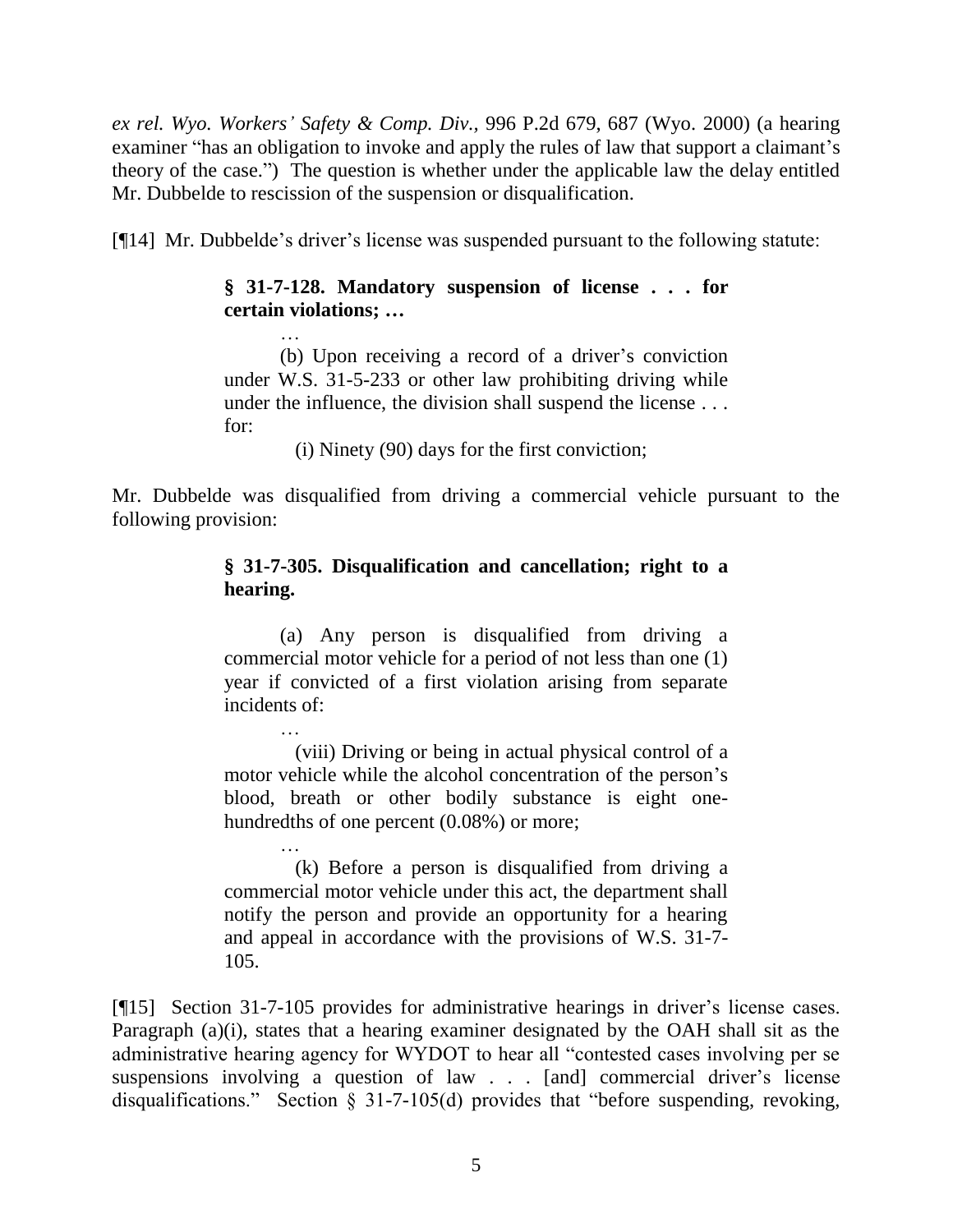*ex rel. Wyo. Workers' Safety & Comp. Div.*, 996 P.2d 679, 687 (Wyo. 2000) (a hearing examiner "has an obligation to invoke and apply the rules of law that support a claimant's theory of the case.") The question is whether under the applicable law the delay entitled Mr. Dubbelde to rescission of the suspension or disqualification.

[¶14] Mr. Dubbelde's driver's license was suspended pursuant to the following statute:

> **§ 31-7-128. Mandatory suspension of license . . . for certain violations; …**
>
> …
>
> (b) Upon receiving a record of a driver's conviction under W.S. 31-5-233 or other law prohibiting driving while under the influence, the division shall suspend the license . . . for:
>
> (i) Ninety (90) days for the first conviction;

Mr. Dubbelde was disqualified from driving a commercial vehicle pursuant to the following provision:

> **§ 31-7-305. Disqualification and cancellation; right to a hearing.**
>
> (a) Any person is disqualified from driving a commercial motor vehicle for a period of not less than one (1) year if convicted of a first violation arising from separate incidents of:
>
> …
>
> (viii) Driving or being in actual physical control of a motor vehicle while the alcohol concentration of the person's blood, breath or other bodily substance is eight one-hundredths of one percent (0.08%) or more;
>
> …
>
> (k) Before a person is disqualified from driving a commercial motor vehicle under this act, the department shall notify the person and provide an opportunity for a hearing and appeal in accordance with the provisions of W.S. 31-7-105.

[¶15] Section 31-7-105 provides for administrative hearings in driver's license cases. Paragraph (a)(i), states that a hearing examiner designated by the OAH shall sit as the administrative hearing agency for WYDOT to hear all "contested cases involving per se suspensions involving a question of law . . . [and] commercial driver's license disqualifications." Section § 31-7-105(d) provides that "before suspending, revoking,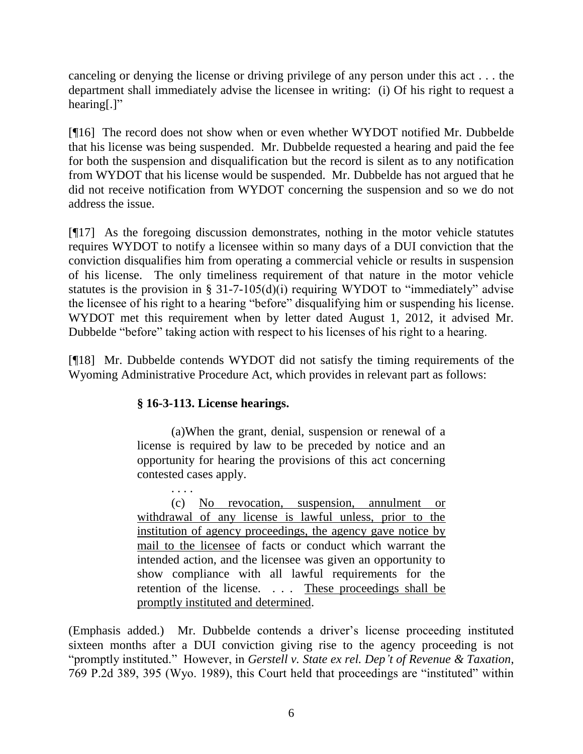canceling or denying the license or driving privilege of any person under this act . . . the department shall immediately advise the licensee in writing: (i) Of his right to request a hearing[.]"

[¶16] The record does not show when or even whether WYDOT notified Mr. Dubbelde that his license was being suspended. Mr. Dubbelde requested a hearing and paid the fee for both the suspension and disqualification but the record is silent as to any notification from WYDOT that his license would be suspended. Mr. Dubbelde has not argued that he did not receive notification from WYDOT concerning the suspension and so we do not address the issue.

[¶17] As the foregoing discussion demonstrates, nothing in the motor vehicle statutes requires WYDOT to notify a licensee within so many days of a DUI conviction that the conviction disqualifies him from operating a commercial vehicle or results in suspension of his license. The only timeliness requirement of that nature in the motor vehicle statutes is the provision in § 31-7-105(d)(i) requiring WYDOT to "immediately" advise the licensee of his right to a hearing "before" disqualifying him or suspending his license. WYDOT met this requirement when by letter dated August 1, 2012, it advised Mr. Dubbelde "before" taking action with respect to his licenses of his right to a hearing.

[¶18] Mr. Dubbelde contends WYDOT did not satisfy the timing requirements of the Wyoming Administrative Procedure Act, which provides in relevant part as follows:

> **§ 16-3-113. License hearings.**
>
> (a) When the grant, denial, suspension or renewal of a license is required by law to be preceded by notice and an opportunity for hearing the provisions of this act concerning contested cases apply.
>
> . . . .
>
> (c) <u>No revocation, suspension, annulment or withdrawal of any license is lawful unless, prior to the institution of agency proceedings, the agency gave notice by mail to the licensee</u> of facts or conduct which warrant the intended action, and the licensee was given an opportunity to show compliance with all lawful requirements for the retention of the license. . . . <u>These proceedings shall be promptly instituted and determined</u>.

(Emphasis added.) Mr. Dubbelde contends a driver's license proceeding instituted sixteen months after a DUI conviction giving rise to the agency proceeding is not "promptly instituted." However, in *Gerstell v. State ex rel. Dep't of Revenue & Taxation*, 769 P.2d 389, 395 (Wyo. 1989), this Court held that proceedings are "instituted" within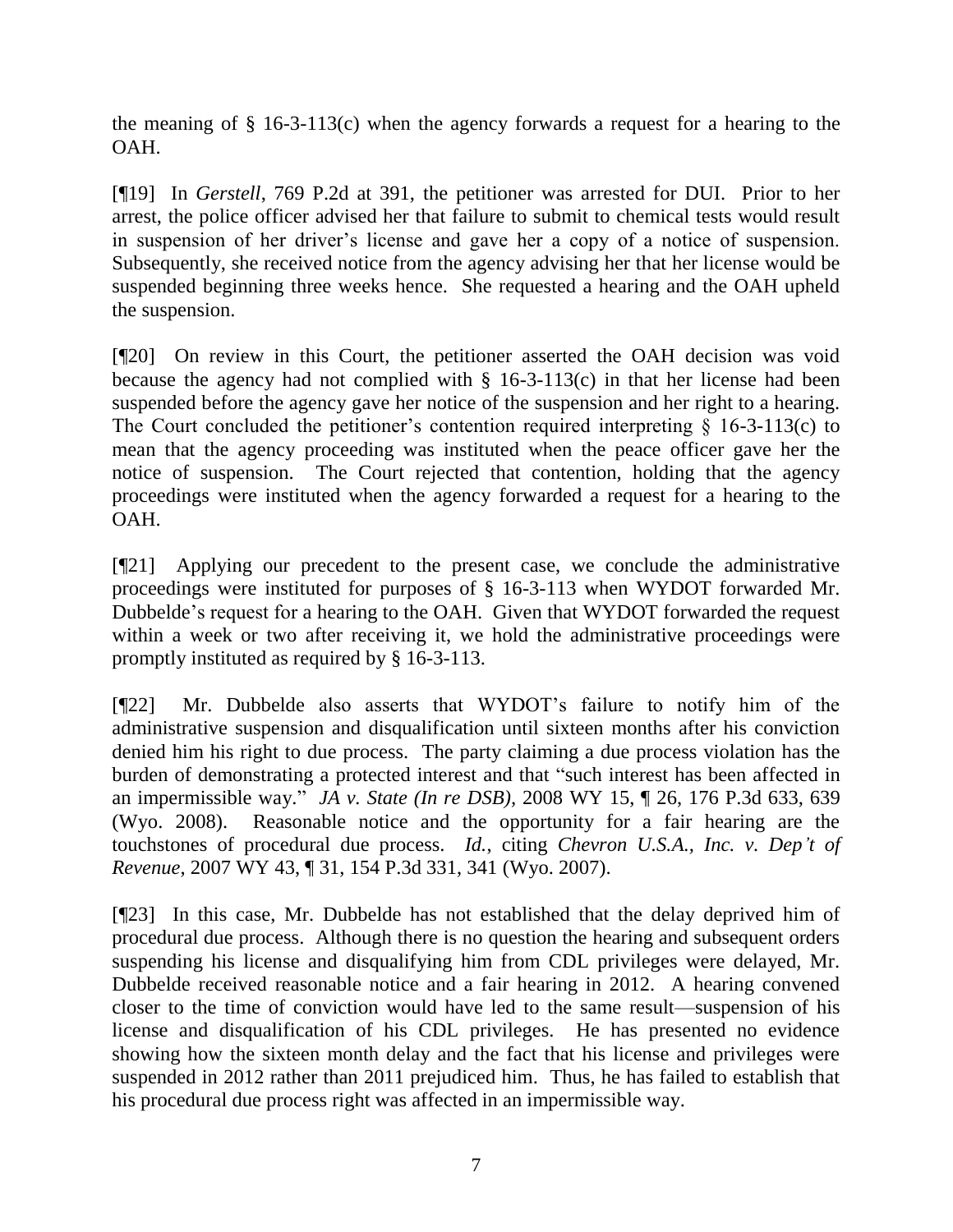the meaning of § 16-3-113(c) when the agency forwards a request for a hearing to the OAH.

[¶19] In *Gerstell*, 769 P.2d at 391, the petitioner was arrested for DUI. Prior to her arrest, the police officer advised her that failure to submit to chemical tests would result in suspension of her driver's license and gave her a copy of a notice of suspension. Subsequently, she received notice from the agency advising her that her license would be suspended beginning three weeks hence. She requested a hearing and the OAH upheld the suspension.

[¶20] On review in this Court, the petitioner asserted the OAH decision was void because the agency had not complied with § 16-3-113(c) in that her license had been suspended before the agency gave her notice of the suspension and her right to a hearing. The Court concluded the petitioner's contention required interpreting § 16-3-113(c) to mean that the agency proceeding was instituted when the peace officer gave her the notice of suspension. The Court rejected that contention, holding that the agency proceedings were instituted when the agency forwarded a request for a hearing to the OAH.

[¶21] Applying our precedent to the present case, we conclude the administrative proceedings were instituted for purposes of § 16-3-113 when WYDOT forwarded Mr. Dubbelde's request for a hearing to the OAH. Given that WYDOT forwarded the request within a week or two after receiving it, we hold the administrative proceedings were promptly instituted as required by § 16-3-113.

[¶22] Mr. Dubbelde also asserts that WYDOT's failure to notify him of the administrative suspension and disqualification until sixteen months after his conviction denied him his right to due process. The party claiming a due process violation has the burden of demonstrating a protected interest and that "such interest has been affected in an impermissible way." *JA v. State (In re DSB)*, 2008 WY 15, ¶ 26, 176 P.3d 633, 639 (Wyo. 2008). Reasonable notice and the opportunity for a fair hearing are the touchstones of procedural due process. *Id.*, citing *Chevron U.S.A., Inc. v. Dep't of Revenue*, 2007 WY 43, ¶ 31, 154 P.3d 331, 341 (Wyo. 2007).

[¶23] In this case, Mr. Dubbelde has not established that the delay deprived him of procedural due process. Although there is no question the hearing and subsequent orders suspending his license and disqualifying him from CDL privileges were delayed, Mr. Dubbelde received reasonable notice and a fair hearing in 2012. A hearing convened closer to the time of conviction would have led to the same result—suspension of his license and disqualification of his CDL privileges. He has presented no evidence showing how the sixteen month delay and the fact that his license and privileges were suspended in 2012 rather than 2011 prejudiced him. Thus, he has failed to establish that his procedural due process right was affected in an impermissible way.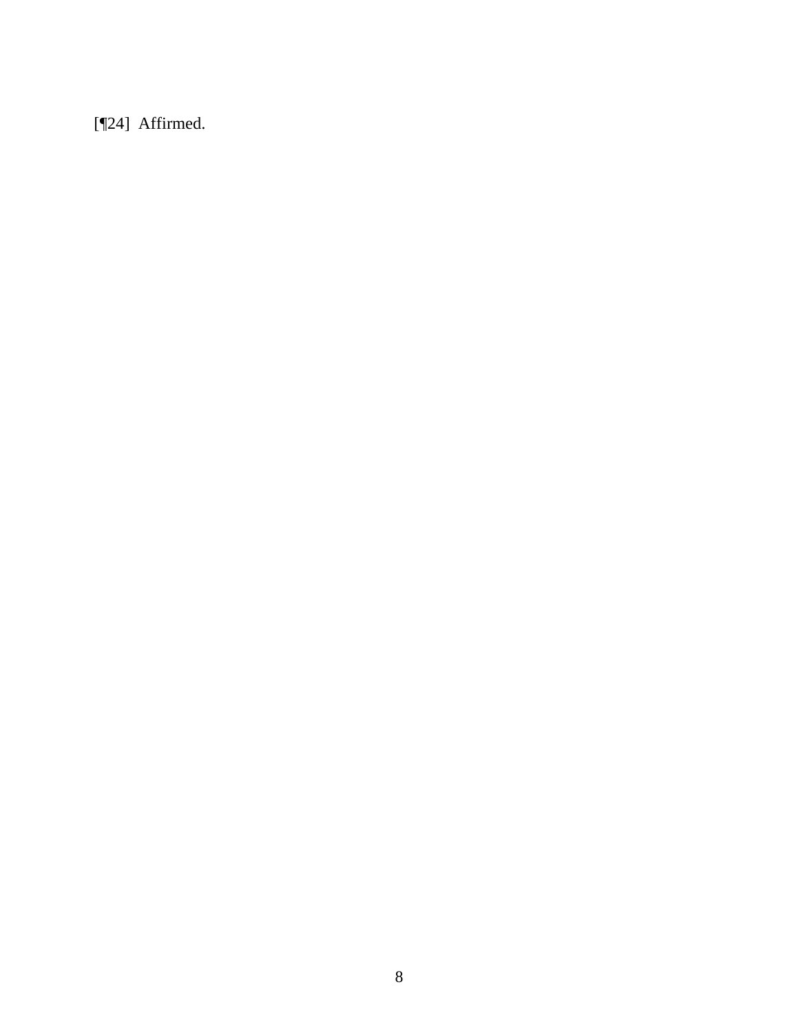[¶24] Affirmed.